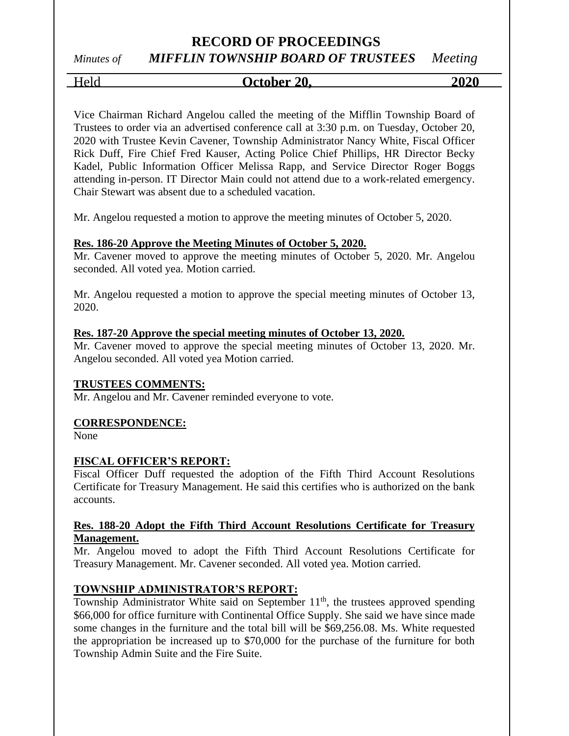# RECORD OF PROCEEDINGS

*Minutes of* ***MIFFLIN TOWNSHIP BOARD OF TRUSTEES*** *Meeting*

Held **October 20, 2020**

Vice Chairman Richard Angelou called the meeting of the Mifflin Township Board of Trustees to order via an advertised conference call at 3:30 p.m. on Tuesday, October 20, 2020 with Trustee Kevin Cavener, Township Administrator Nancy White, Fiscal Officer Rick Duff, Fire Chief Fred Kauser, Acting Police Chief Phillips, HR Director Becky Kadel, Public Information Officer Melissa Rapp, and Service Director Roger Boggs attending in-person. IT Director Main could not attend due to a work-related emergency. Chair Stewart was absent due to a scheduled vacation.

Mr. Angelou requested a motion to approve the meeting minutes of October 5, 2020.

**Res. 186-20 Approve the Meeting Minutes of October 5, 2020.**

Mr. Cavener moved to approve the meeting minutes of October 5, 2020. Mr. Angelou seconded. All voted yea. Motion carried.

Mr. Angelou requested a motion to approve the special meeting minutes of October 13, 2020.

**Res. 187-20 Approve the special meeting minutes of October 13, 2020.**

Mr. Cavener moved to approve the special meeting minutes of October 13, 2020. Mr. Angelou seconded. All voted yea Motion carried.

**TRUSTEES COMMENTS:**

Mr. Angelou and Mr. Cavener reminded everyone to vote.

**CORRESPONDENCE:**

None

**FISCAL OFFICER'S REPORT:**

Fiscal Officer Duff requested the adoption of the Fifth Third Account Resolutions Certificate for Treasury Management. He said this certifies who is authorized on the bank accounts.

**Res. 188-20 Adopt the Fifth Third Account Resolutions Certificate for Treasury Management.**

Mr. Angelou moved to adopt the Fifth Third Account Resolutions Certificate for Treasury Management. Mr. Cavener seconded. All voted yea. Motion carried.

**TOWNSHIP ADMINISTRATOR'S REPORT:**

Township Administrator White said on September 11th, the trustees approved spending \$66,000 for office furniture with Continental Office Supply. She said we have since made some changes in the furniture and the total bill will be \$69,256.08. Ms. White requested the appropriation be increased up to \$70,000 for the purchase of the furniture for both Township Admin Suite and the Fire Suite.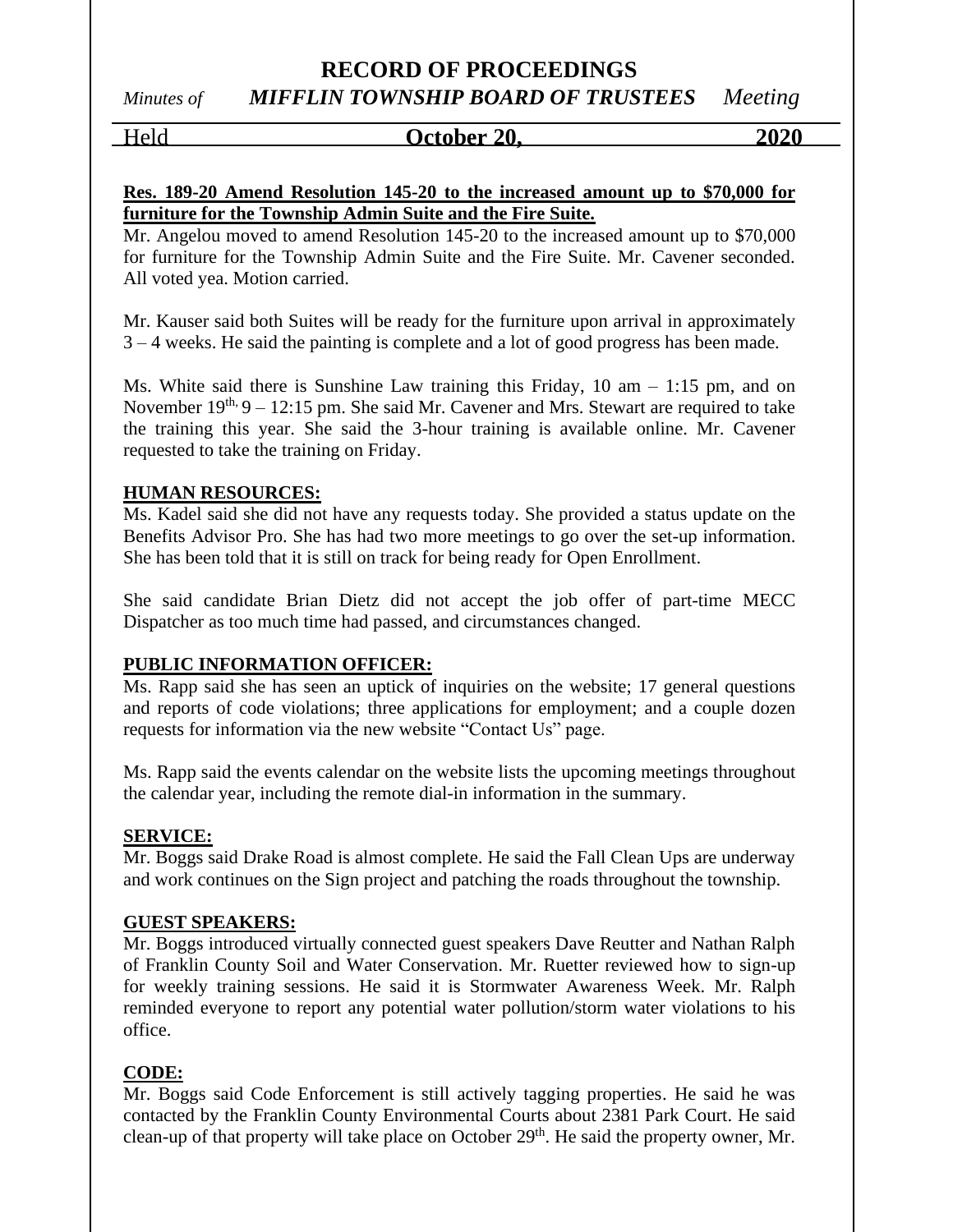**Res. 189-20 Amend Resolution 145-20 to the increased amount up to $70,000 for furniture for the Township Admin Suite and the Fire Suite.**

Mr. Angelou moved to amend Resolution 145-20 to the increased amount up to $70,000 for furniture for the Township Admin Suite and the Fire Suite. Mr. Cavener seconded. All voted yea. Motion carried.

Mr. Kauser said both Suites will be ready for the furniture upon arrival in approximately 3 – 4 weeks. He said the painting is complete and a lot of good progress has been made.

Ms. White said there is Sunshine Law training this Friday, 10 am – 1:15 pm, and on November 19th, 9 – 12:15 pm. She said Mr. Cavener and Mrs. Stewart are required to take the training this year. She said the 3-hour training is available online. Mr. Cavener requested to take the training on Friday.

## HUMAN RESOURCES:

Ms. Kadel said she did not have any requests today. She provided a status update on the Benefits Advisor Pro. She has had two more meetings to go over the set-up information. She has been told that it is still on track for being ready for Open Enrollment.

She said candidate Brian Dietz did not accept the job offer of part-time MECC Dispatcher as too much time had passed, and circumstances changed.

## PUBLIC INFORMATION OFFICER:

Ms. Rapp said she has seen an uptick of inquiries on the website; 17 general questions and reports of code violations; three applications for employment; and a couple dozen requests for information via the new website "Contact Us" page.

Ms. Rapp said the events calendar on the website lists the upcoming meetings throughout the calendar year, including the remote dial-in information in the summary.

## SERVICE:

Mr. Boggs said Drake Road is almost complete. He said the Fall Clean Ups are underway and work continues on the Sign project and patching the roads throughout the township.

## GUEST SPEAKERS:

Mr. Boggs introduced virtually connected guest speakers Dave Reutter and Nathan Ralph of Franklin County Soil and Water Conservation. Mr. Ruetter reviewed how to sign-up for weekly training sessions. He said it is Stormwater Awareness Week. Mr. Ralph reminded everyone to report any potential water pollution/storm water violations to his office.

## CODE:

Mr. Boggs said Code Enforcement is still actively tagging properties. He said he was contacted by the Franklin County Environmental Courts about 2381 Park Court. He said clean-up of that property will take place on October 29th. He said the property owner, Mr.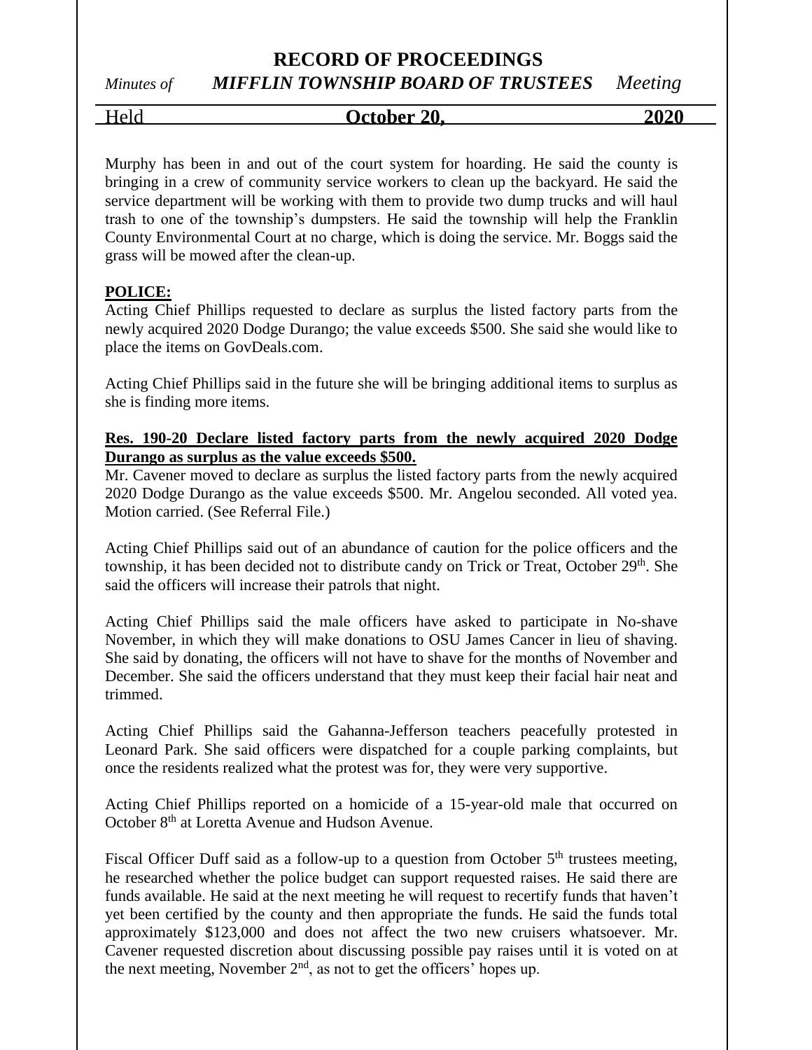Murphy has been in and out of the court system for hoarding. He said the county is bringing in a crew of community service workers to clean up the backyard. He said the service department will be working with them to provide two dump trucks and will haul trash to one of the township's dumpsters. He said the township will help the Franklin County Environmental Court at no charge, which is doing the service. Mr. Boggs said the grass will be mowed after the clean-up.

**POLICE:**

Acting Chief Phillips requested to declare as surplus the listed factory parts from the newly acquired 2020 Dodge Durango; the value exceeds $500. She said she would like to place the items on GovDeals.com.

Acting Chief Phillips said in the future she will be bringing additional items to surplus as she is finding more items.

**Res. 190-20 Declare listed factory parts from the newly acquired 2020 Dodge Durango as surplus as the value exceeds $500.**

Mr. Cavener moved to declare as surplus the listed factory parts from the newly acquired 2020 Dodge Durango as the value exceeds $500. Mr. Angelou seconded. All voted yea. Motion carried. (See Referral File.)

Acting Chief Phillips said out of an abundance of caution for the police officers and the township, it has been decided not to distribute candy on Trick or Treat, October 29th. She said the officers will increase their patrols that night.

Acting Chief Phillips said the male officers have asked to participate in No-shave November, in which they will make donations to OSU James Cancer in lieu of shaving. She said by donating, the officers will not have to shave for the months of November and December. She said the officers understand that they must keep their facial hair neat and trimmed.

Acting Chief Phillips said the Gahanna-Jefferson teachers peacefully protested in Leonard Park. She said officers were dispatched for a couple parking complaints, but once the residents realized what the protest was for, they were very supportive.

Acting Chief Phillips reported on a homicide of a 15-year-old male that occurred on October 8th at Loretta Avenue and Hudson Avenue.

Fiscal Officer Duff said as a follow-up to a question from October 5th trustees meeting, he researched whether the police budget can support requested raises. He said there are funds available. He said at the next meeting he will request to recertify funds that haven't yet been certified by the county and then appropriate the funds. He said the funds total approximately $123,000 and does not affect the two new cruisers whatsoever. Mr. Cavener requested discretion about discussing possible pay raises until it is voted on at the next meeting, November 2nd, as not to get the officers' hopes up.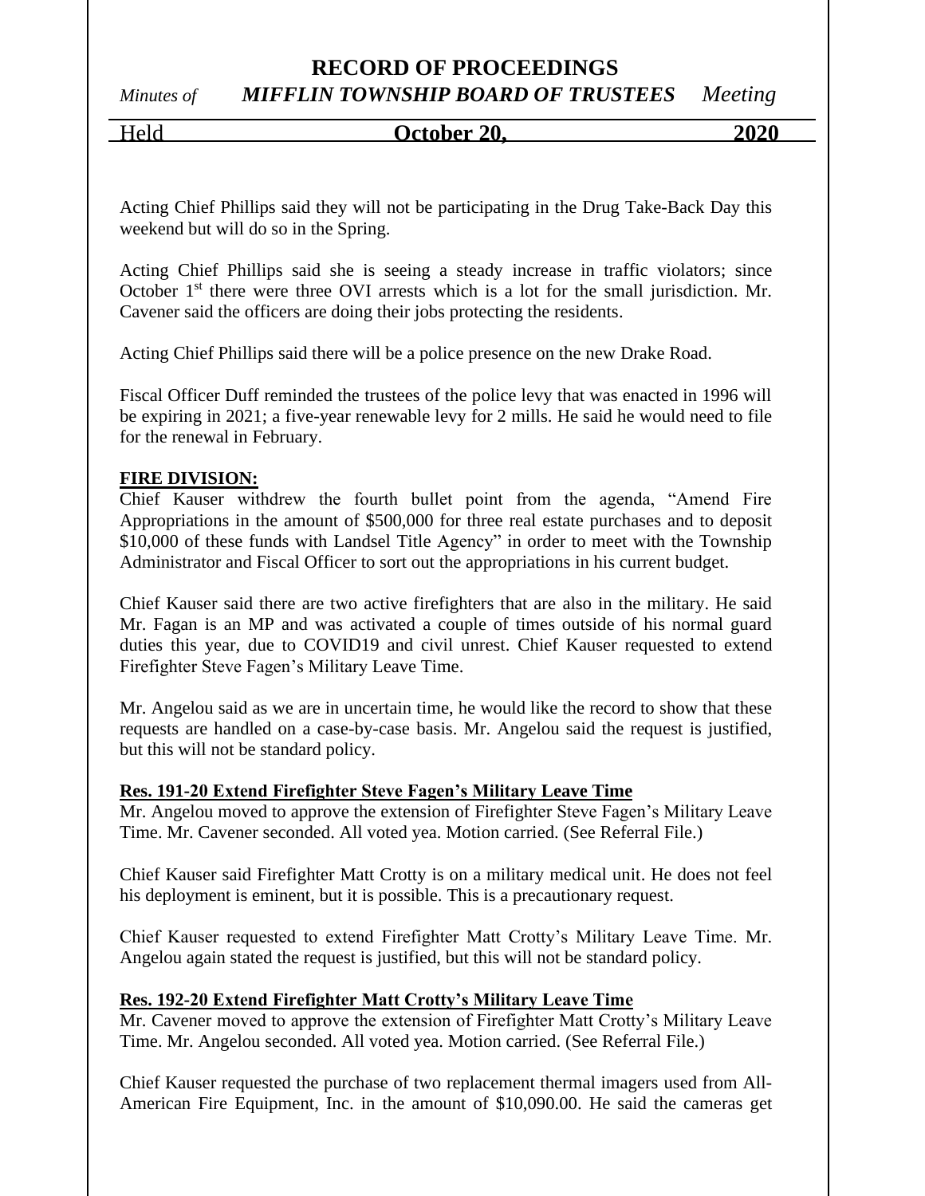Acting Chief Phillips said they will not be participating in the Drug Take-Back Day this weekend but will do so in the Spring.

Acting Chief Phillips said she is seeing a steady increase in traffic violators; since October 1st there were three OVI arrests which is a lot for the small jurisdiction. Mr. Cavener said the officers are doing their jobs protecting the residents.

Acting Chief Phillips said there will be a police presence on the new Drake Road.

Fiscal Officer Duff reminded the trustees of the police levy that was enacted in 1996 will be expiring in 2021; a five-year renewable levy for 2 mills. He said he would need to file for the renewal in February.

**FIRE DIVISION:**

Chief Kauser withdrew the fourth bullet point from the agenda, "Amend Fire Appropriations in the amount of $500,000 for three real estate purchases and to deposit $10,000 of these funds with Landsel Title Agency" in order to meet with the Township Administrator and Fiscal Officer to sort out the appropriations in his current budget.

Chief Kauser said there are two active firefighters that are also in the military. He said Mr. Fagan is an MP and was activated a couple of times outside of his normal guard duties this year, due to COVID19 and civil unrest. Chief Kauser requested to extend Firefighter Steve Fagen's Military Leave Time.

Mr. Angelou said as we are in uncertain time, he would like the record to show that these requests are handled on a case-by-case basis. Mr. Angelou said the request is justified, but this will not be standard policy.

**Res. 191-20 Extend Firefighter Steve Fagen's Military Leave Time**

Mr. Angelou moved to approve the extension of Firefighter Steve Fagen's Military Leave Time. Mr. Cavener seconded. All voted yea. Motion carried. (See Referral File.)

Chief Kauser said Firefighter Matt Crotty is on a military medical unit. He does not feel his deployment is eminent, but it is possible. This is a precautionary request.

Chief Kauser requested to extend Firefighter Matt Crotty's Military Leave Time. Mr. Angelou again stated the request is justified, but this will not be standard policy.

**Res. 192-20 Extend Firefighter Matt Crotty's Military Leave Time**

Mr. Cavener moved to approve the extension of Firefighter Matt Crotty's Military Leave Time. Mr. Angelou seconded. All voted yea. Motion carried. (See Referral File.)

Chief Kauser requested the purchase of two replacement thermal imagers used from All-American Fire Equipment, Inc. in the amount of $10,090.00. He said the cameras get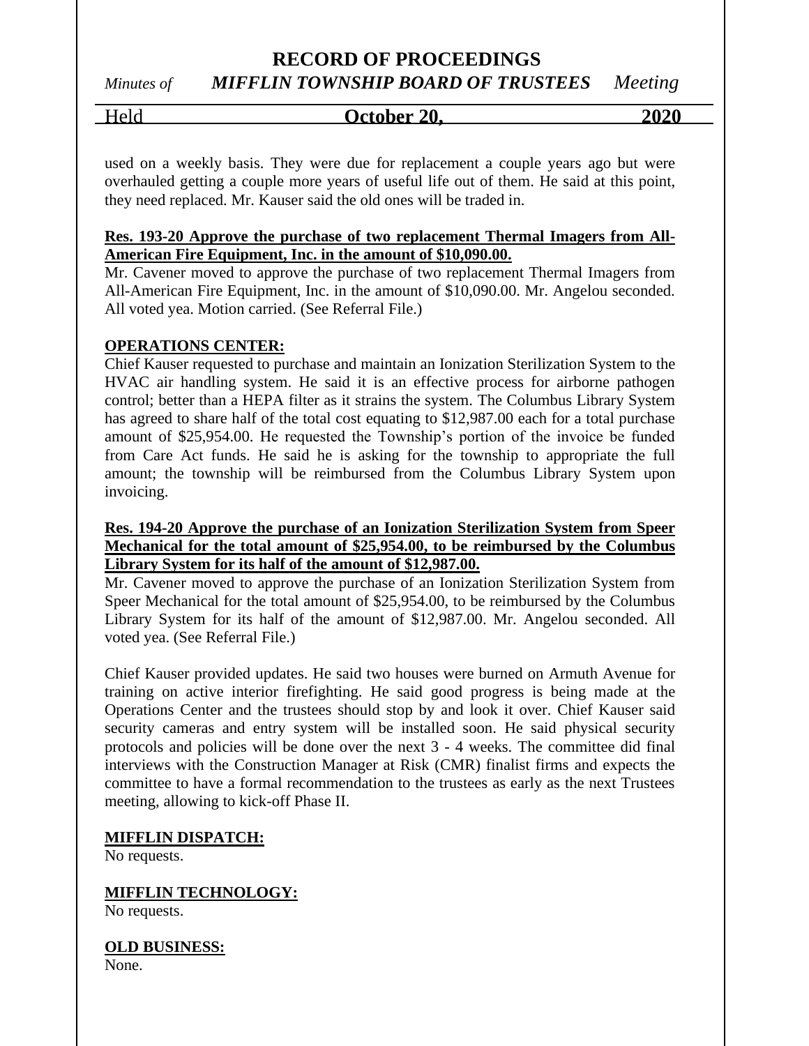used on a weekly basis. They were due for replacement a couple years ago but were overhauled getting a couple more years of useful life out of them. He said at this point, they need replaced. Mr. Kauser said the old ones will be traded in.

**Res. 193-20 Approve the purchase of two replacement Thermal Imagers from All-American Fire Equipment, Inc. in the amount of $10,090.00.**

Mr. Cavener moved to approve the purchase of two replacement Thermal Imagers from All-American Fire Equipment, Inc. in the amount of $10,090.00. Mr. Angelou seconded. All voted yea. Motion carried. (See Referral File.)

**OPERATIONS CENTER:**

Chief Kauser requested to purchase and maintain an Ionization Sterilization System to the HVAC air handling system. He said it is an effective process for airborne pathogen control; better than a HEPA filter as it strains the system. The Columbus Library System has agreed to share half of the total cost equating to $12,987.00 each for a total purchase amount of $25,954.00. He requested the Township's portion of the invoice be funded from Care Act funds. He said he is asking for the township to appropriate the full amount; the township will be reimbursed from the Columbus Library System upon invoicing.

**Res. 194-20 Approve the purchase of an Ionization Sterilization System from Speer Mechanical for the total amount of $25,954.00, to be reimbursed by the Columbus Library System for its half of the amount of $12,987.00.**

Mr. Cavener moved to approve the purchase of an Ionization Sterilization System from Speer Mechanical for the total amount of $25,954.00, to be reimbursed by the Columbus Library System for its half of the amount of $12,987.00. Mr. Angelou seconded. All voted yea. (See Referral File.)

Chief Kauser provided updates. He said two houses were burned on Armuth Avenue for training on active interior firefighting. He said good progress is being made at the Operations Center and the trustees should stop by and look it over. Chief Kauser said security cameras and entry system will be installed soon. He said physical security protocols and policies will be done over the next 3 - 4 weeks. The committee did final interviews with the Construction Manager at Risk (CMR) finalist firms and expects the committee to have a formal recommendation to the trustees as early as the next Trustees meeting, allowing to kick-off Phase II.

**MIFFLIN DISPATCH:**

No requests.

**MIFFLIN TECHNOLOGY:**

No requests.

**OLD BUSINESS:**

None.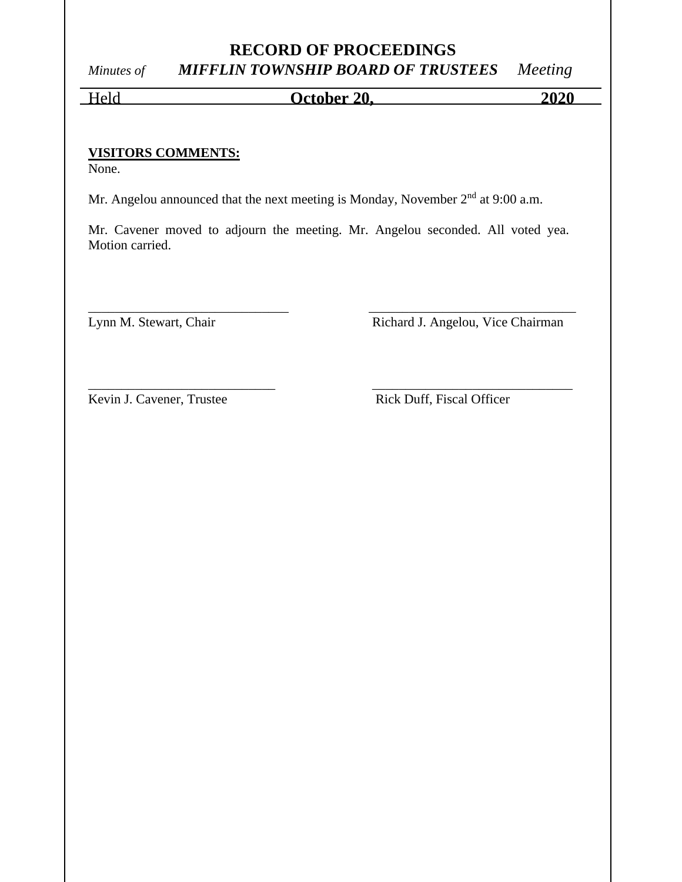**VISITORS COMMENTS:**
None.

Mr. Angelou announced that the next meeting is Monday, November 2nd at 9:00 a.m.

Mr. Cavener moved to adjourn the meeting. Mr. Angelou seconded. All voted yea. Motion carried.

| | |
|---|---|
| ______________________________ | ______________________________ |
| Lynn M. Stewart, Chair | Richard J. Angelou, Vice Chairman |
| ______________________________ | ______________________________ |
| Kevin J. Cavener, Trustee | Rick Duff, Fiscal Officer |